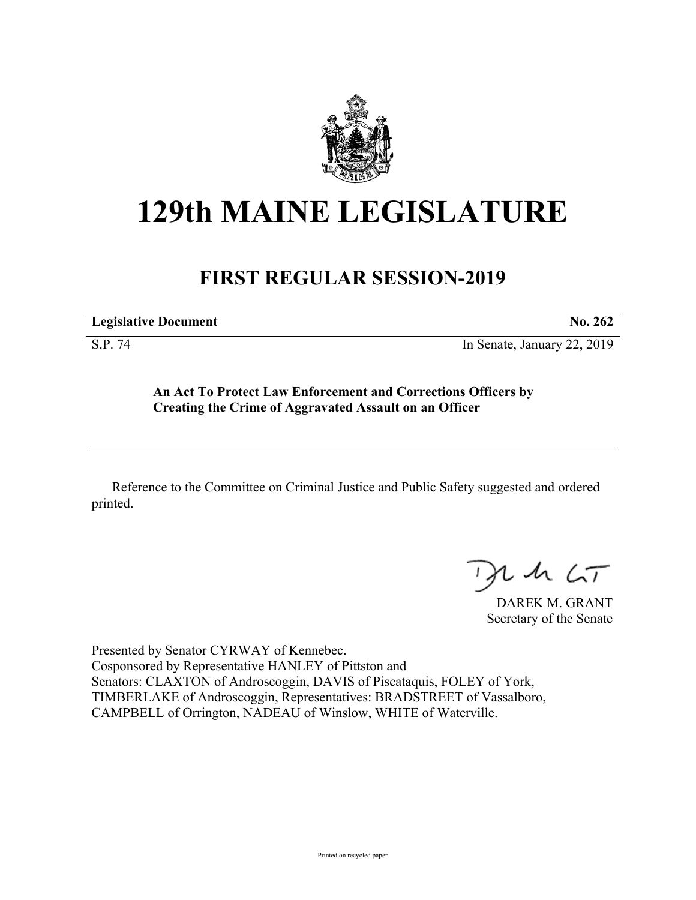# 129th MAINE LEGISLATURE

## FIRST REGULAR SESSION-2019

| **Legislative Document** | **No. 262** |
|---|---|
| S.P. 74 | In Senate, January 22, 2019 |

**An Act To Protect Law Enforcement and Corrections Officers by Creating the Crime of Aggravated Assault on an Officer**

Reference to the Committee on Criminal Justice and Public Safety suggested and ordered printed.

DAREK M. GRANT
Secretary of the Senate

Presented by Senator CYRWAY of Kennebec.
Cosponsored by Representative HANLEY of Pittston and
Senators: CLAXTON of Androscoggin, DAVIS of Piscataquis, FOLEY of York, TIMBERLAKE of Androscoggin, Representatives: BRADSTREET of Vassalboro, CAMPBELL of Orrington, NADEAU of Winslow, WHITE of Waterville.

Printed on recycled paper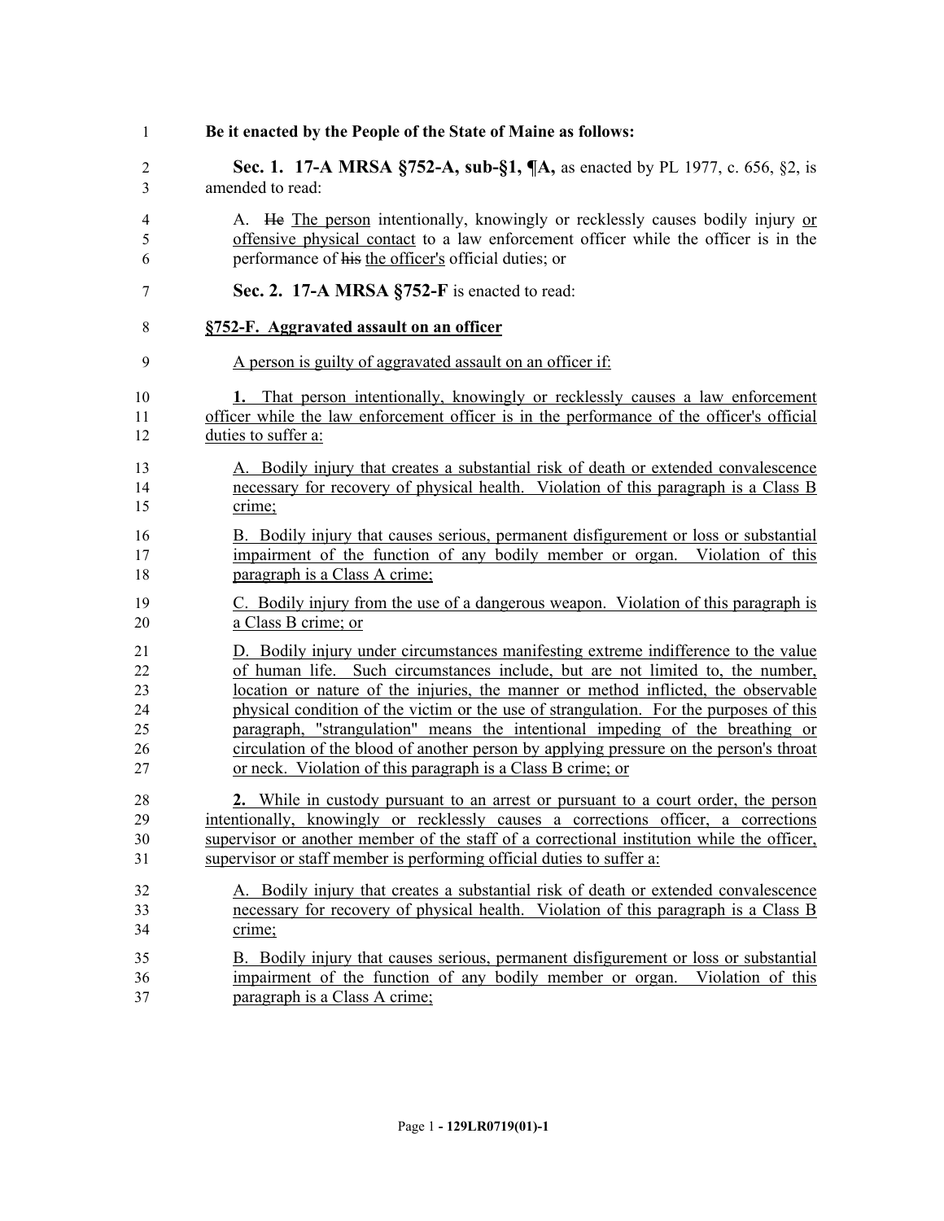**Be it enacted by the People of the State of Maine as follows:**

**Sec. 1. 17-A MRSA §752-A, sub-§1, ¶A,** as enacted by PL 1977, c. 656, §2, is amended to read:

A. ~~He~~ The person intentionally, knowingly or recklessly causes bodily injury or offensive physical contact to a law enforcement officer while the officer is in the performance of ~~his~~ the officer's official duties; or

**Sec. 2. 17-A MRSA §752-F** is enacted to read:

**§752-F. Aggravated assault on an officer**

A person is guilty of aggravated assault on an officer if:

**1.** That person intentionally, knowingly or recklessly causes a law enforcement officer while the law enforcement officer is in the performance of the officer's official duties to suffer a:

A. Bodily injury that creates a substantial risk of death or extended convalescence necessary for recovery of physical health. Violation of this paragraph is a Class B crime;

B. Bodily injury that causes serious, permanent disfigurement or loss or substantial impairment of the function of any bodily member or organ. Violation of this paragraph is a Class A crime;

C. Bodily injury from the use of a dangerous weapon. Violation of this paragraph is a Class B crime; or

D. Bodily injury under circumstances manifesting extreme indifference to the value of human life. Such circumstances include, but are not limited to, the number, location or nature of the injuries, the manner or method inflicted, the observable physical condition of the victim or the use of strangulation. For the purposes of this paragraph, "strangulation" means the intentional impeding of the breathing or circulation of the blood of another person by applying pressure on the person's throat or neck. Violation of this paragraph is a Class B crime; or

**2.** While in custody pursuant to an arrest or pursuant to a court order, the person intentionally, knowingly or recklessly causes a corrections officer, a corrections supervisor or another member of the staff of a correctional institution while the officer, supervisor or staff member is performing official duties to suffer a:

A. Bodily injury that creates a substantial risk of death or extended convalescence necessary for recovery of physical health. Violation of this paragraph is a Class B crime;

B. Bodily injury that causes serious, permanent disfigurement or loss or substantial impairment of the function of any bodily member or organ. Violation of this paragraph is a Class A crime;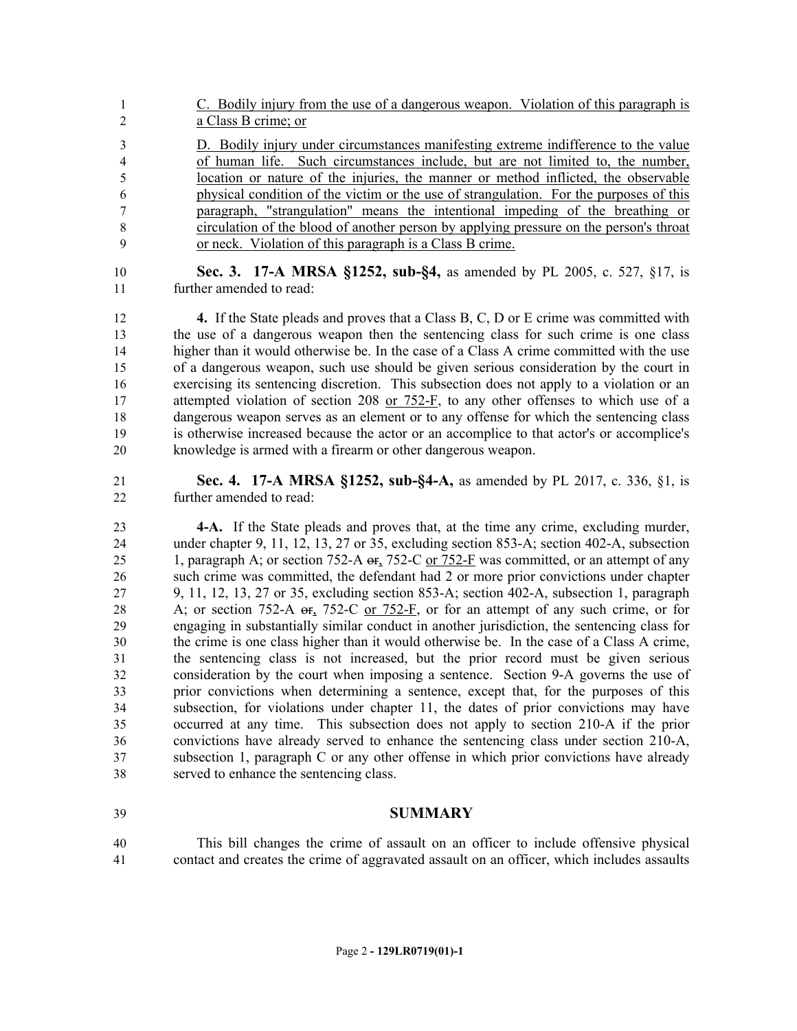C. Bodily injury from the use of a dangerous weapon. Violation of this paragraph is a Class B crime; or

D. Bodily injury under circumstances manifesting extreme indifference to the value of human life. Such circumstances include, but are not limited to, the number, location or nature of the injuries, the manner or method inflicted, the observable physical condition of the victim or the use of strangulation. For the purposes of this paragraph, "strangulation" means the intentional impeding of the breathing or circulation of the blood of another person by applying pressure on the person's throat or neck. Violation of this paragraph is a Class B crime.

**Sec. 3. 17-A MRSA §1252, sub-§4,** as amended by PL 2005, c. 527, §17, is further amended to read:

**4.** If the State pleads and proves that a Class B, C, D or E crime was committed with the use of a dangerous weapon then the sentencing class for such crime is one class higher than it would otherwise be. In the case of a Class A crime committed with the use of a dangerous weapon, such use should be given serious consideration by the court in exercising its sentencing discretion. This subsection does not apply to a violation or an attempted violation of section 208 or 752-F, to any other offenses to which use of a dangerous weapon serves as an element or to any offense for which the sentencing class is otherwise increased because the actor or an accomplice to that actor's or accomplice's knowledge is armed with a firearm or other dangerous weapon.

**Sec. 4. 17-A MRSA §1252, sub-§4-A,** as amended by PL 2017, c. 336, §1, is further amended to read:

**4-A.** If the State pleads and proves that, at the time any crime, excluding murder, under chapter 9, 11, 12, 13, 27 or 35, excluding section 853-A; section 402-A, subsection 1, paragraph A; or section 752-A ~~or~~, 752-C or 752-F was committed, or an attempt of any such crime was committed, the defendant had 2 or more prior convictions under chapter 9, 11, 12, 13, 27 or 35, excluding section 853-A; section 402-A, subsection 1, paragraph A; or section 752-A ~~or~~, 752-C or 752-F, or for an attempt of any such crime, or for engaging in substantially similar conduct in another jurisdiction, the sentencing class for the crime is one class higher than it would otherwise be. In the case of a Class A crime, the sentencing class is not increased, but the prior record must be given serious consideration by the court when imposing a sentence. Section 9-A governs the use of prior convictions when determining a sentence, except that, for the purposes of this subsection, for violations under chapter 11, the dates of prior convictions may have occurred at any time. This subsection does not apply to section 210-A if the prior convictions have already served to enhance the sentencing class under section 210-A, subsection 1, paragraph C or any other offense in which prior convictions have already served to enhance the sentencing class.

## SUMMARY

This bill changes the crime of assault on an officer to include offensive physical contact and creates the crime of aggravated assault on an officer, which includes assaults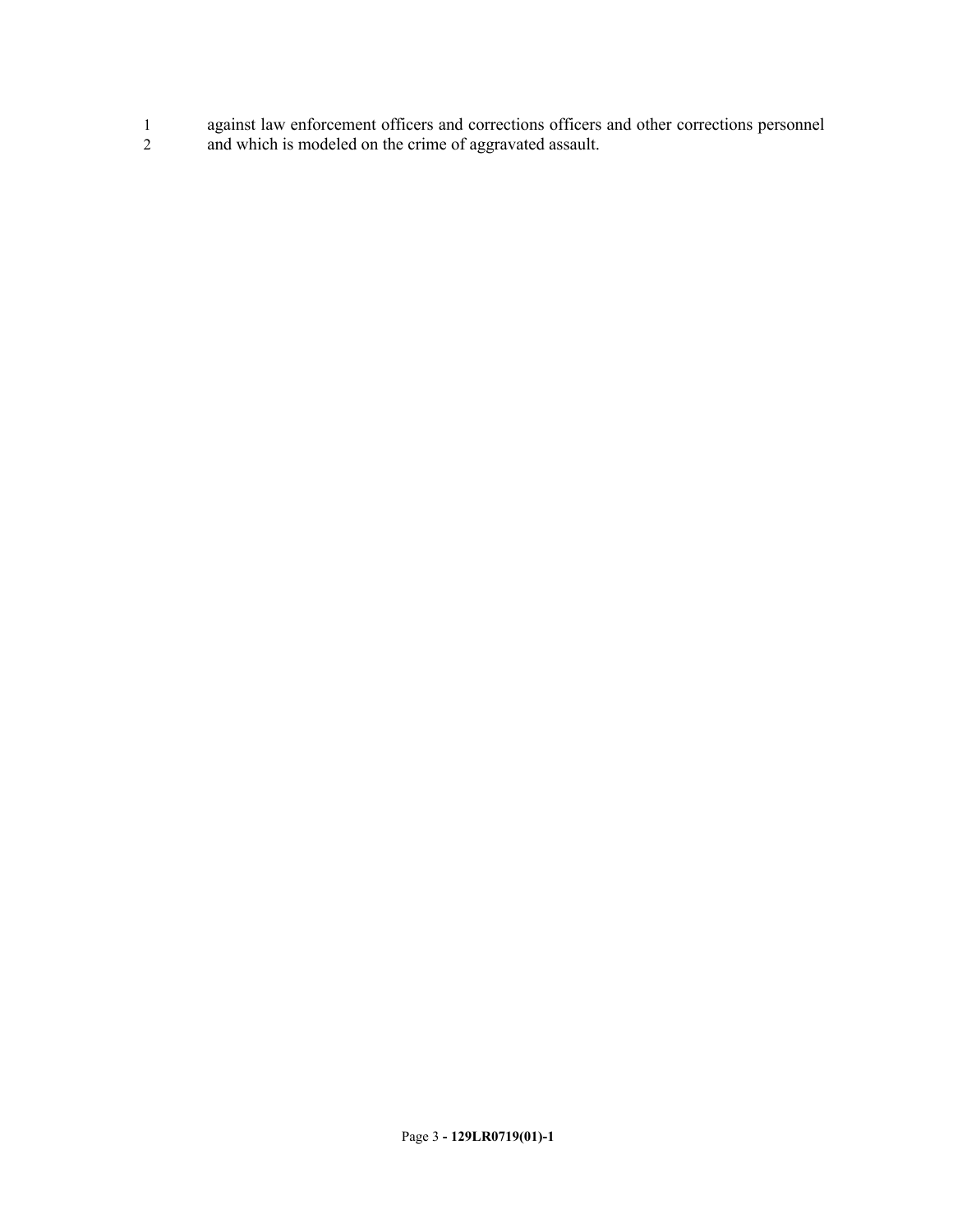against law enforcement officers and corrections officers and other corrections personnel and which is modeled on the crime of aggravated assault.